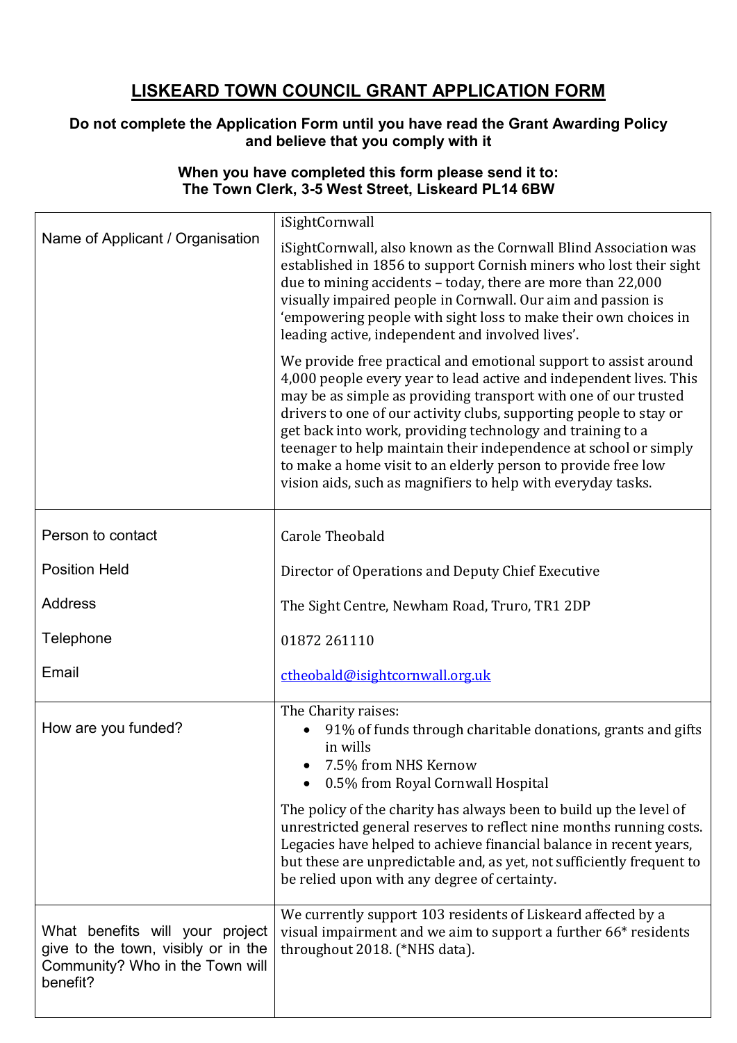# LISKEARD TOWN COUNCIL GRANT APPLICATION FORM

**Do not complete the Application Form until you have read the Grant Awarding Policy and believe that you comply with it**

**When you have completed this form please send it to:**
**The Town Clerk, 3-5 West Street, Liskeard PL14 6BW**

| | |
|---|---|
| Name of Applicant / Organisation | iSightCornwall<br><br>iSightCornwall, also known as the Cornwall Blind Association was established in 1856 to support Cornish miners who lost their sight due to mining accidents – today, there are more than 22,000 visually impaired people in Cornwall. Our aim and passion is 'empowering people with sight loss to make their own choices in leading active, independent and involved lives'.<br><br>We provide free practical and emotional support to assist around 4,000 people every year to lead active and independent lives. This may be as simple as providing transport with one of our trusted drivers to one of our activity clubs, supporting people to stay or get back into work, providing technology and training to a teenager to help maintain their independence at school or simply to make a home visit to an elderly person to provide free low vision aids, such as magnifiers to help with everyday tasks. |
| Person to contact<br><br>Position Held<br><br>Address<br><br>Telephone<br><br>Email | Carole Theobald<br><br>Director of Operations and Deputy Chief Executive<br><br>The Sight Centre, Newham Road, Truro, TR1 2DP<br><br>01872 261110<br><br>ctheobald@isightcornwall.org.uk |
| How are you funded? | The Charity raises:<br>• 91% of funds through charitable donations, grants and gifts in wills<br>• 7.5% from NHS Kernow<br>• 0.5% from Royal Cornwall Hospital<br><br>The policy of the charity has always been to build up the level of unrestricted general reserves to reflect nine months running costs. Legacies have helped to achieve financial balance in recent years, but these are unpredictable and, as yet, not sufficiently frequent to be relied upon with any degree of certainty. |
| What benefits will your project give to the town, visibly or in the Community? Who in the Town will benefit? | We currently support 103 residents of Liskeard affected by a visual impairment and we aim to support a further 66* residents throughout 2018. (*NHS data). |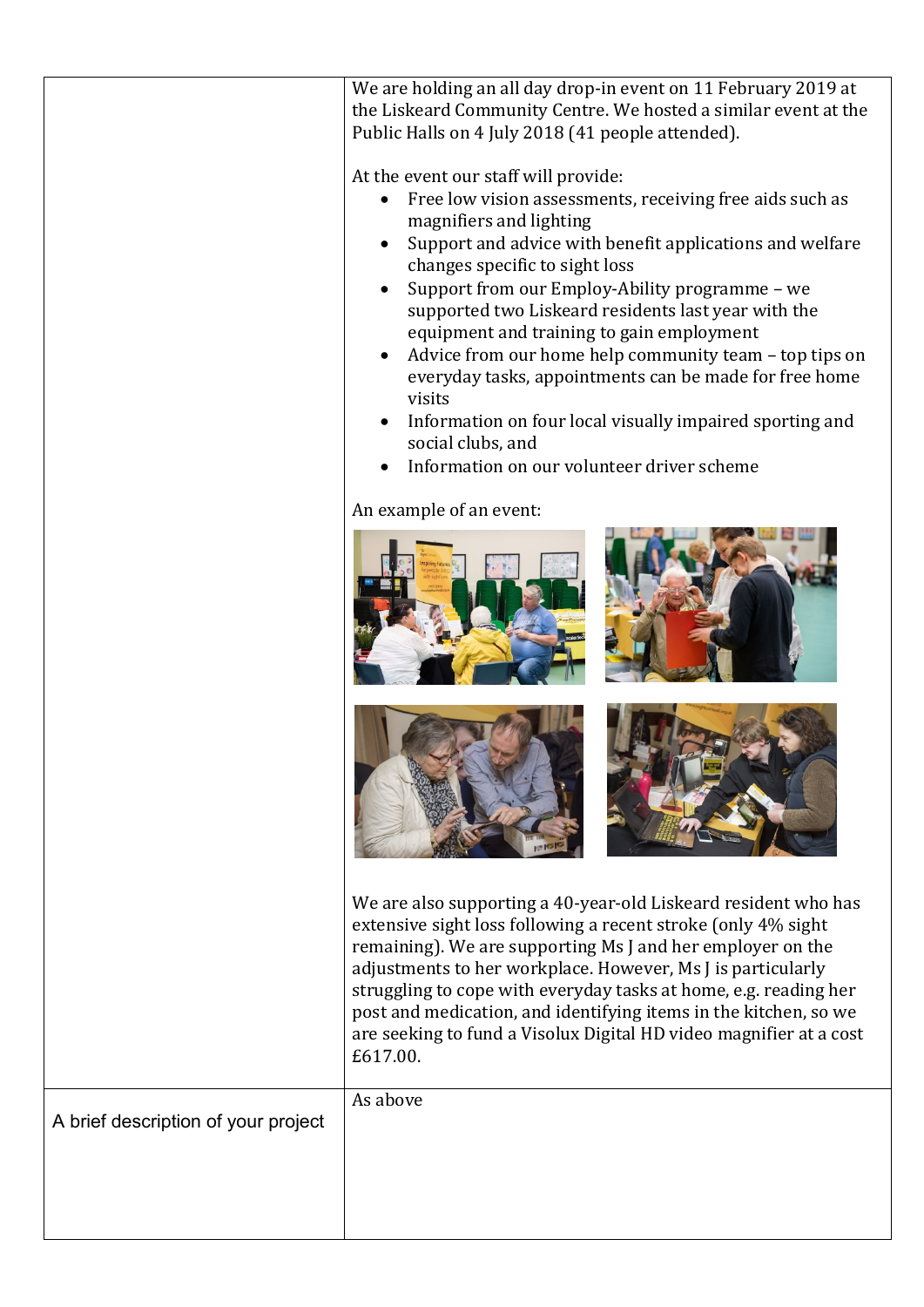| | |
|---|---|
| | We are holding an all day drop-in event on 11 February 2019 at the Liskeard Community Centre. We hosted a similar event at the Public Halls on 4 July 2018 (41 people attended).<br><br>At the event our staff will provide:<br>• Free low vision assessments, receiving free aids such as magnifiers and lighting<br>• Support and advice with benefit applications and welfare changes specific to sight loss<br>• Support from our Employ-Ability programme – we supported two Liskeard residents last year with the equipment and training to gain employment<br>• Advice from our home help community team – top tips on everyday tasks, appointments can be made for free home visits<br>• Information on four local visually impaired sporting and social clubs, and<br>• Information on our volunteer driver scheme<br><br>An example of an event:<br><br>We are also supporting a 40-year-old Liskeard resident who has extensive sight loss following a recent stroke (only 4% sight remaining). We are supporting Ms J and her employer on the adjustments to her workplace. However, Ms J is particularly struggling to cope with everyday tasks at home, e.g. reading her post and medication, and identifying items in the kitchen, so we are seeking to fund a Visolux Digital HD video magnifier at a cost £617.00. |
| A brief description of your project | As above |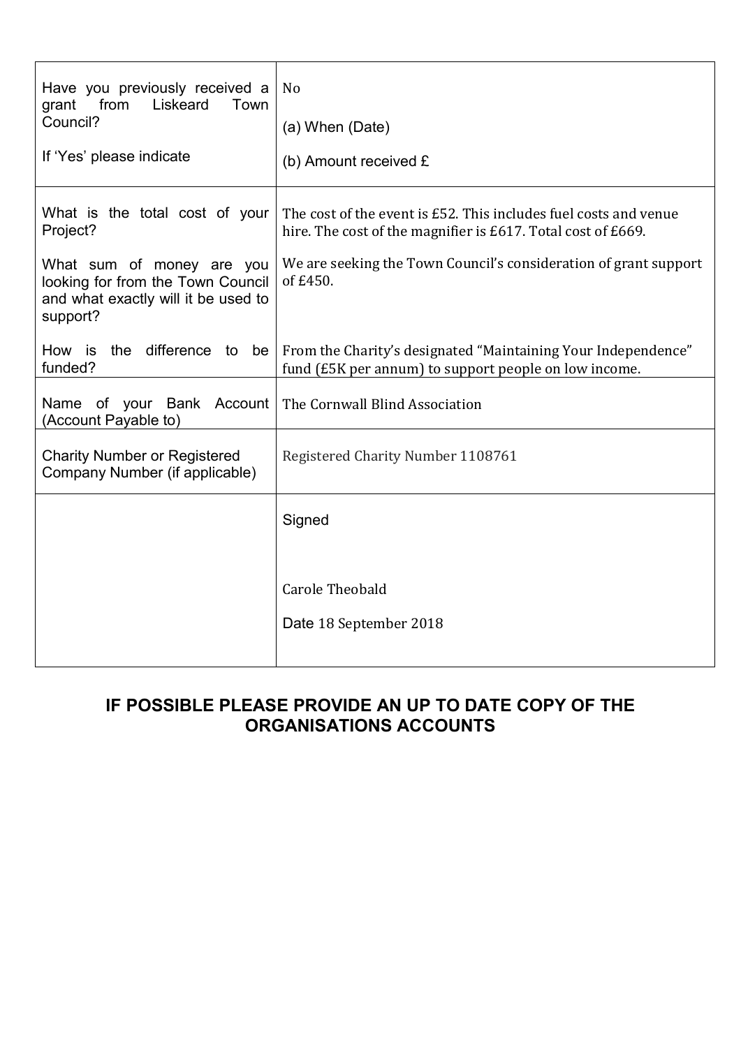| | |
|---|---|
| Have you previously received a grant from Liskeard Town Council?<br><br>If 'Yes' please indicate | No<br><br>(a) When (Date)<br><br>(b) Amount received £ |
| What is the total cost of your Project?<br><br>What sum of money are you looking for from the Town Council and what exactly will it be used to support?<br><br>How is the difference to be funded? | The cost of the event is £52. This includes fuel costs and venue hire. The cost of the magnifier is £617. Total cost of £669.<br><br>We are seeking the Town Council's consideration of grant support of £450.<br><br>From the Charity's designated "Maintaining Your Independence" fund (£5K per annum) to support people on low income. |
| Name of your Bank Account (Account Payable to) | The Cornwall Blind Association |
| Charity Number or Registered Company Number (if applicable) | Registered Charity Number 1108761 |
| | Signed<br><br>Carole Theobald<br><br>Date 18 September 2018 |

**IF POSSIBLE PLEASE PROVIDE AN UP TO DATE COPY OF THE ORGANISATIONS ACCOUNTS**